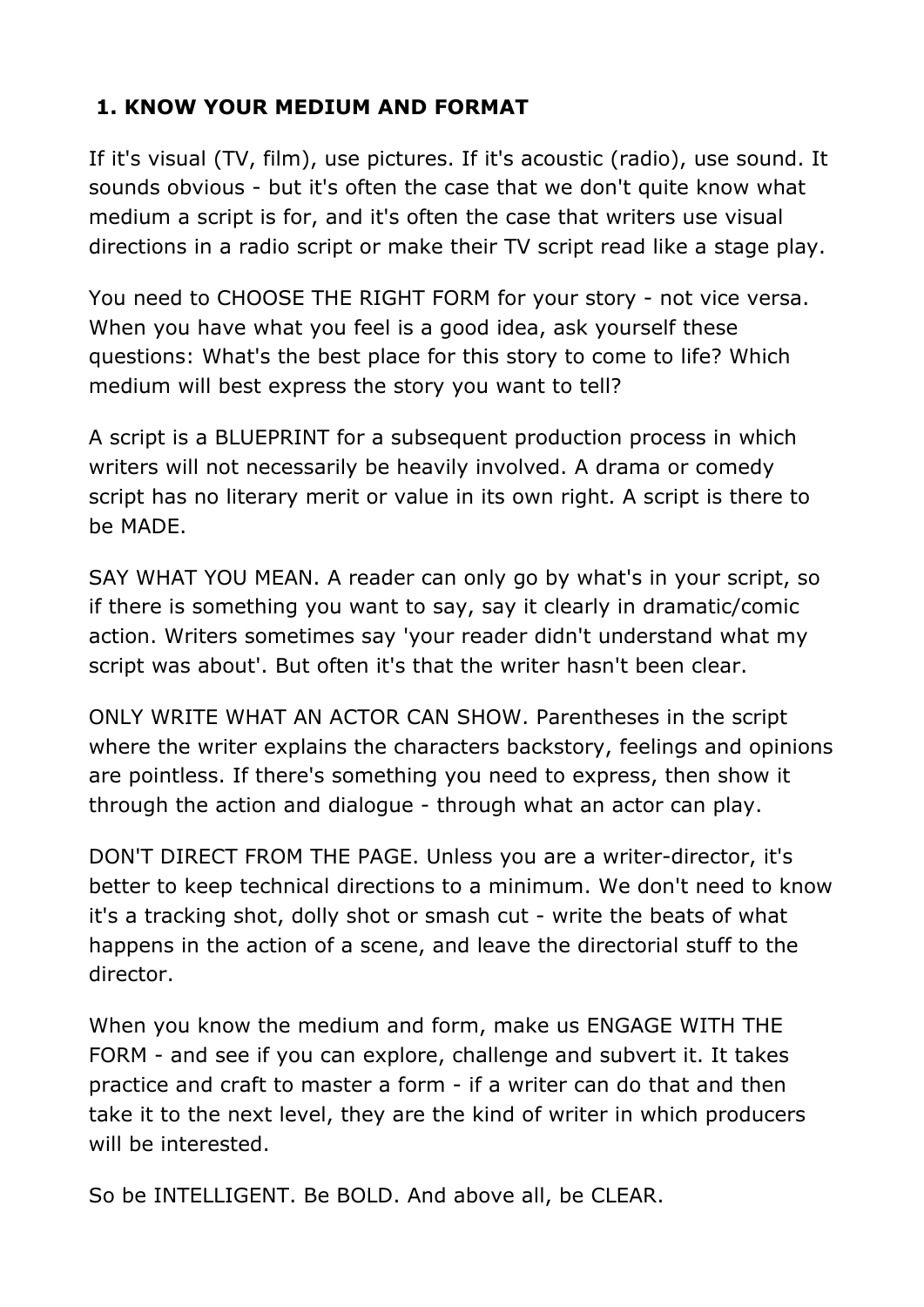## 1. KNOW YOUR MEDIUM AND FORMAT

If it's visual (TV, film), use pictures. If it's acoustic (radio), use sound. It sounds obvious - but it's often the case that we don't quite know what medium a script is for, and it's often the case that writers use visual directions in a radio script or make their TV script read like a stage play.

You need to CHOOSE THE RIGHT FORM for your story - not vice versa. When you have what you feel is a good idea, ask yourself these questions: What's the best place for this story to come to life? Which medium will best express the story you want to tell?

A script is a BLUEPRINT for a subsequent production process in which writers will not necessarily be heavily involved. A drama or comedy script has no literary merit or value in its own right. A script is there to be MADE.

SAY WHAT YOU MEAN. A reader can only go by what's in your script, so if there is something you want to say, say it clearly in dramatic/comic action. Writers sometimes say 'your reader didn't understand what my script was about'. But often it's that the writer hasn't been clear.

ONLY WRITE WHAT AN ACTOR CAN SHOW. Parentheses in the script where the writer explains the characters backstory, feelings and opinions are pointless. If there's something you need to express, then show it through the action and dialogue - through what an actor can play.

DON'T DIRECT FROM THE PAGE. Unless you are a writer-director, it's better to keep technical directions to a minimum. We don't need to know it's a tracking shot, dolly shot or smash cut - write the beats of what happens in the action of a scene, and leave the directorial stuff to the director.

When you know the medium and form, make us ENGAGE WITH THE FORM - and see if you can explore, challenge and subvert it. It takes practice and craft to master a form - if a writer can do that and then take it to the next level, they are the kind of writer in which producers will be interested.

So be INTELLIGENT. Be BOLD. And above all, be CLEAR.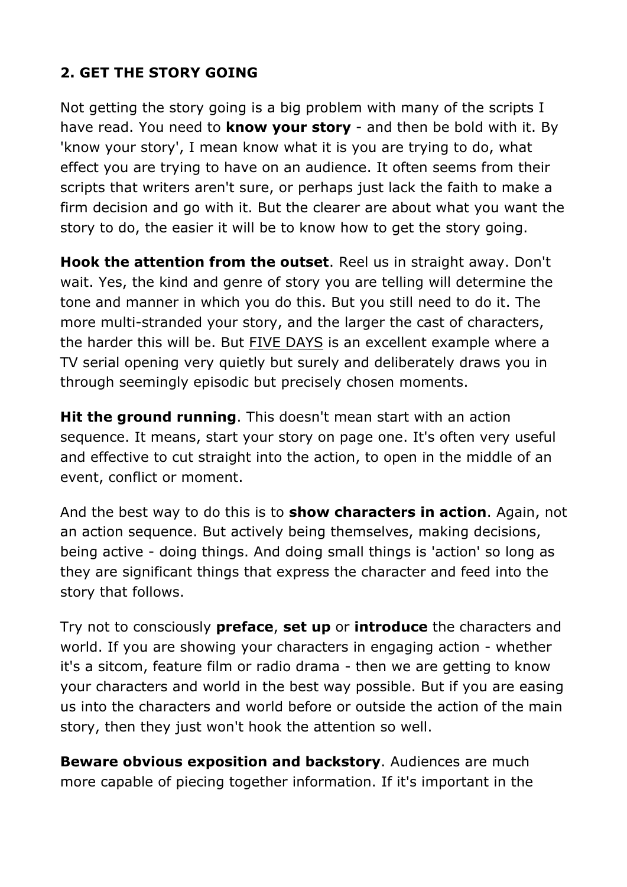## 2. GET THE STORY GOING

Not getting the story going is a big problem with many of the scripts I have read. You need to **know your story** - and then be bold with it. By 'know your story', I mean know what it is you are trying to do, what effect you are trying to have on an audience. It often seems from their scripts that writers aren't sure, or perhaps just lack the faith to make a firm decision and go with it. But the clearer are about what you want the story to do, the easier it will be to know how to get the story going.

**Hook the attention from the outset**. Reel us in straight away. Don't wait. Yes, the kind and genre of story you are telling will determine the tone and manner in which you do this. But you still need to do it. The more multi-stranded your story, and the larger the cast of characters, the harder this will be. But FIVE DAYS is an excellent example where a TV serial opening very quietly but surely and deliberately draws you in through seemingly episodic but precisely chosen moments.

**Hit the ground running**. This doesn't mean start with an action sequence. It means, start your story on page one. It's often very useful and effective to cut straight into the action, to open in the middle of an event, conflict or moment.

And the best way to do this is to **show characters in action**. Again, not an action sequence. But actively being themselves, making decisions, being active - doing things. And doing small things is 'action' so long as they are significant things that express the character and feed into the story that follows.

Try not to consciously **preface**, **set up** or **introduce** the characters and world. If you are showing your characters in engaging action - whether it's a sitcom, feature film or radio drama - then we are getting to know your characters and world in the best way possible. But if you are easing us into the characters and world before or outside the action of the main story, then they just won't hook the attention so well.

**Beware obvious exposition and backstory**. Audiences are much more capable of piecing together information. If it's important in the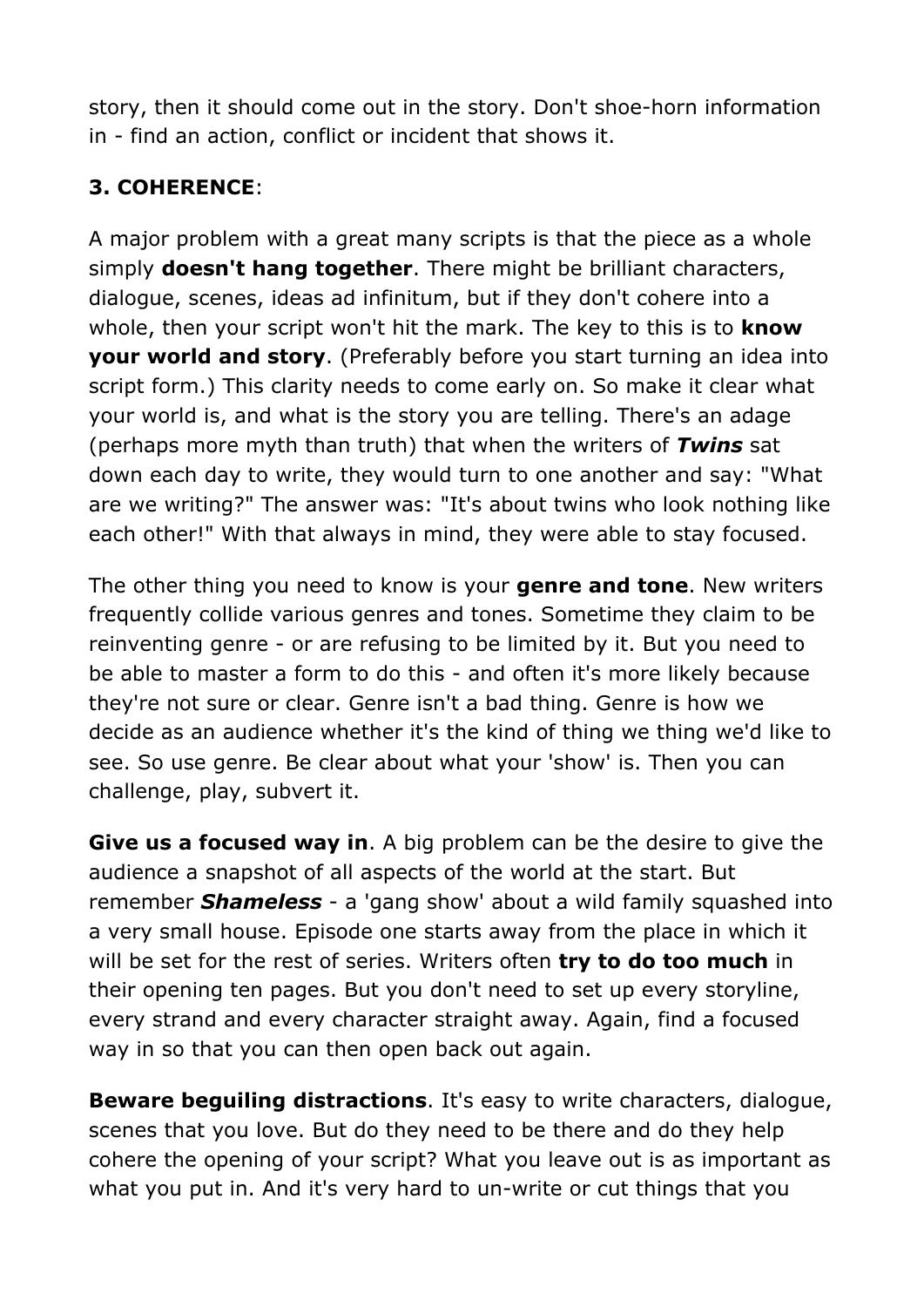story, then it should come out in the story. Don't shoe-horn information in - find an action, conflict or incident that shows it.

**3. COHERENCE**:

A major problem with a great many scripts is that the piece as a whole simply **doesn't hang together**. There might be brilliant characters, dialogue, scenes, ideas ad infinitum, but if they don't cohere into a whole, then your script won't hit the mark. The key to this is to **know your world and story**. (Preferably before you start turning an idea into script form.) This clarity needs to come early on. So make it clear what your world is, and what is the story you are telling. There's an adage (perhaps more myth than truth) that when the writers of ***Twins*** sat down each day to write, they would turn to one another and say: "What are we writing?" The answer was: "It's about twins who look nothing like each other!" With that always in mind, they were able to stay focused.

The other thing you need to know is your **genre and tone**. New writers frequently collide various genres and tones. Sometime they claim to be reinventing genre - or are refusing to be limited by it. But you need to be able to master a form to do this - and often it's more likely because they're not sure or clear. Genre isn't a bad thing. Genre is how we decide as an audience whether it's the kind of thing we thing we'd like to see. So use genre. Be clear about what your 'show' is. Then you can challenge, play, subvert it.

**Give us a focused way in**. A big problem can be the desire to give the audience a snapshot of all aspects of the world at the start. But remember ***Shameless*** - a 'gang show' about a wild family squashed into a very small house. Episode one starts away from the place in which it will be set for the rest of series. Writers often **try to do too much** in their opening ten pages. But you don't need to set up every storyline, every strand and every character straight away. Again, find a focused way in so that you can then open back out again.

**Beware beguiling distractions**. It's easy to write characters, dialogue, scenes that you love. But do they need to be there and do they help cohere the opening of your script? What you leave out is as important as what you put in. And it's very hard to un-write or cut things that you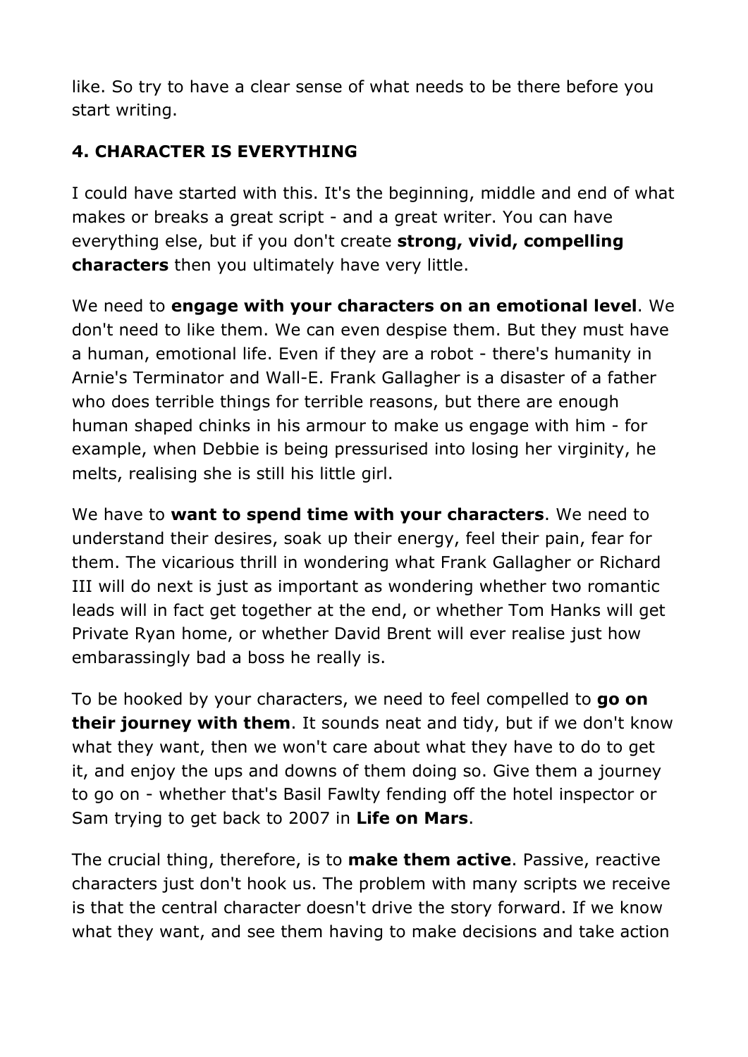like. So try to have a clear sense of what needs to be there before you start writing.

## 4. CHARACTER IS EVERYTHING

I could have started with this. It's the beginning, middle and end of what makes or breaks a great script - and a great writer. You can have everything else, but if you don't create **strong, vivid, compelling characters** then you ultimately have very little.

We need to **engage with your characters on an emotional level**. We don't need to like them. We can even despise them. But they must have a human, emotional life. Even if they are a robot - there's humanity in Arnie's Terminator and Wall-E. Frank Gallagher is a disaster of a father who does terrible things for terrible reasons, but there are enough human shaped chinks in his armour to make us engage with him - for example, when Debbie is being pressurised into losing her virginity, he melts, realising she is still his little girl.

We have to **want to spend time with your characters**. We need to understand their desires, soak up their energy, feel their pain, fear for them. The vicarious thrill in wondering what Frank Gallagher or Richard III will do next is just as important as wondering whether two romantic leads will in fact get together at the end, or whether Tom Hanks will get Private Ryan home, or whether David Brent will ever realise just how embarassingly bad a boss he really is.

To be hooked by your characters, we need to feel compelled to **go on their journey with them**. It sounds neat and tidy, but if we don't know what they want, then we won't care about what they have to do to get it, and enjoy the ups and downs of them doing so. Give them a journey to go on - whether that's Basil Fawlty fending off the hotel inspector or Sam trying to get back to 2007 in **Life on Mars**.

The crucial thing, therefore, is to **make them active**. Passive, reactive characters just don't hook us. The problem with many scripts we receive is that the central character doesn't drive the story forward. If we know what they want, and see them having to make decisions and take action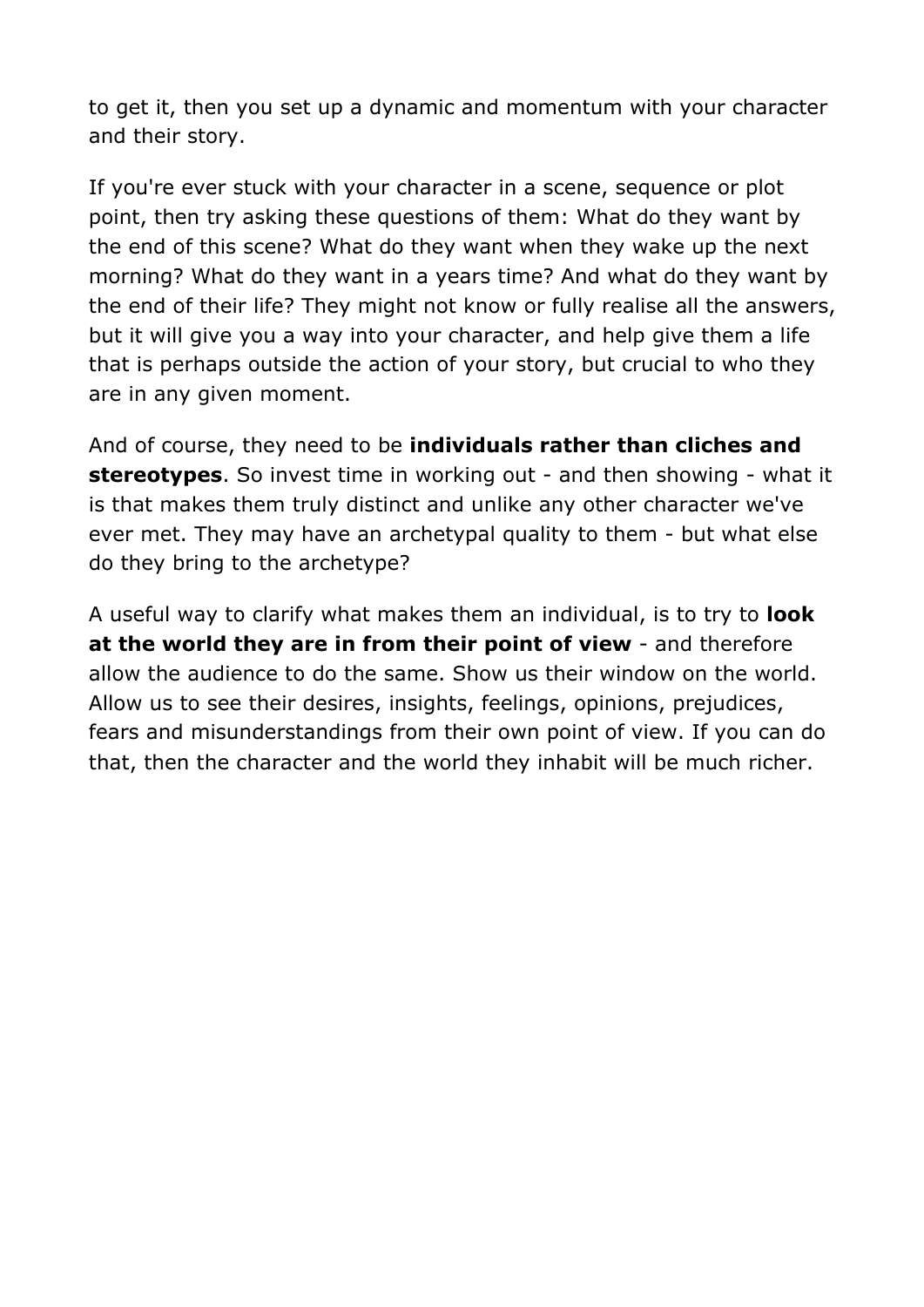to get it, then you set up a dynamic and momentum with your character and their story.

If you're ever stuck with your character in a scene, sequence or plot point, then try asking these questions of them: What do they want by the end of this scene? What do they want when they wake up the next morning? What do they want in a years time? And what do they want by the end of their life? They might not know or fully realise all the answers, but it will give you a way into your character, and help give them a life that is perhaps outside the action of your story, but crucial to who they are in any given moment.

And of course, they need to be **individuals rather than cliches and stereotypes**. So invest time in working out - and then showing - what it is that makes them truly distinct and unlike any other character we've ever met. They may have an archetypal quality to them - but what else do they bring to the archetype?

A useful way to clarify what makes them an individual, is to try to **look at the world they are in from their point of view** - and therefore allow the audience to do the same. Show us their window on the world. Allow us to see their desires, insights, feelings, opinions, prejudices, fears and misunderstandings from their own point of view. If you can do that, then the character and the world they inhabit will be much richer.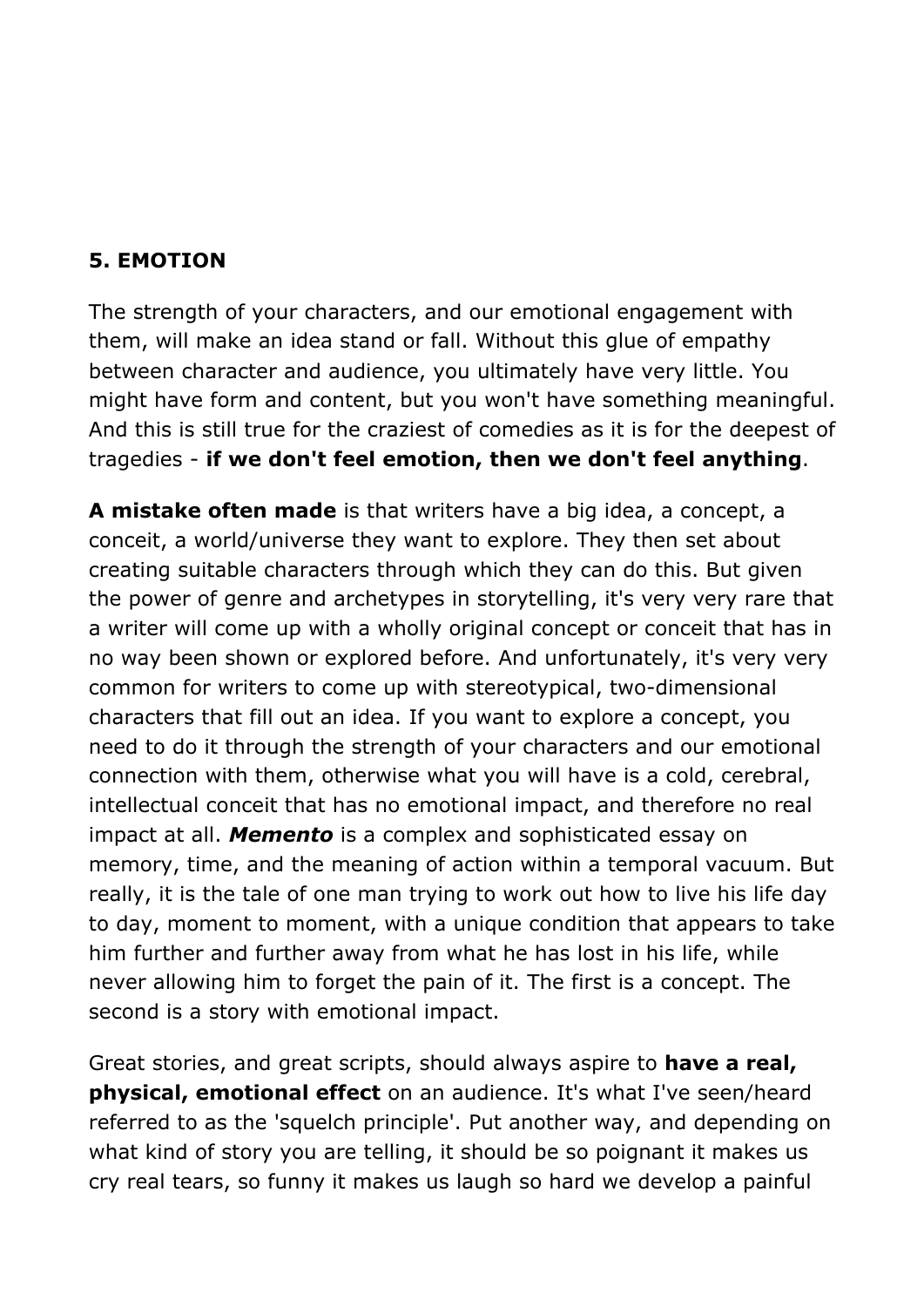## 5. EMOTION

The strength of your characters, and our emotional engagement with them, will make an idea stand or fall. Without this glue of empathy between character and audience, you ultimately have very little. You might have form and content, but you won't have something meaningful. And this is still true for the craziest of comedies as it is for the deepest of tragedies - **if we don't feel emotion, then we don't feel anything**.

**A mistake often made** is that writers have a big idea, a concept, a conceit, a world/universe they want to explore. They then set about creating suitable characters through which they can do this. But given the power of genre and archetypes in storytelling, it's very very rare that a writer will come up with a wholly original concept or conceit that has in no way been shown or explored before. And unfortunately, it's very very common for writers to come up with stereotypical, two-dimensional characters that fill out an idea. If you want to explore a concept, you need to do it through the strength of your characters and our emotional connection with them, otherwise what you will have is a cold, cerebral, intellectual conceit that has no emotional impact, and therefore no real impact at all. ***Memento*** is a complex and sophisticated essay on memory, time, and the meaning of action within a temporal vacuum. But really, it is the tale of one man trying to work out how to live his life day to day, moment to moment, with a unique condition that appears to take him further and further away from what he has lost in his life, while never allowing him to forget the pain of it. The first is a concept. The second is a story with emotional impact.

Great stories, and great scripts, should always aspire to **have a real, physical, emotional effect** on an audience. It's what I've seen/heard referred to as the 'squelch principle'. Put another way, and depending on what kind of story you are telling, it should be so poignant it makes us cry real tears, so funny it makes us laugh so hard we develop a painful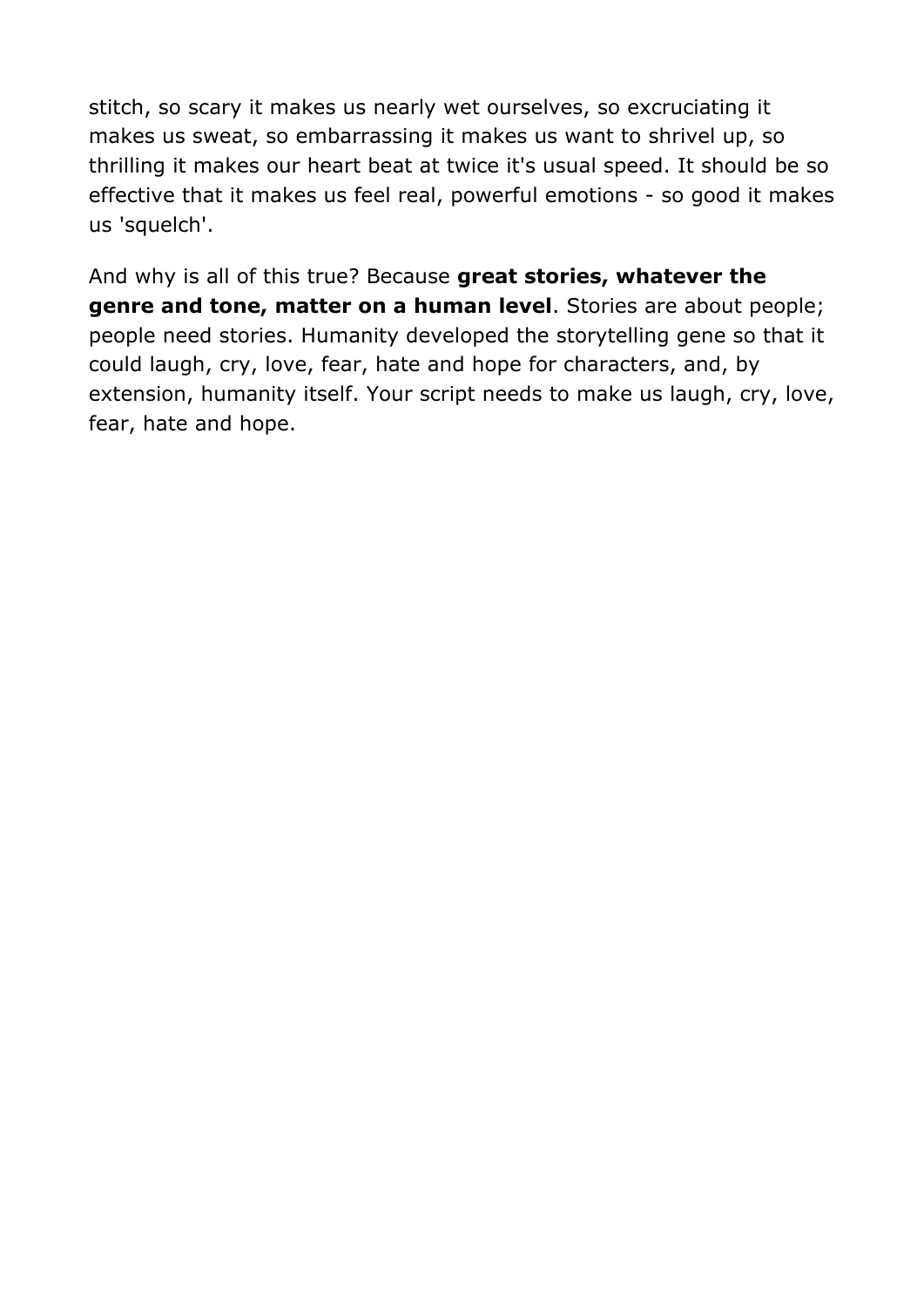stitch, so scary it makes us nearly wet ourselves, so excruciating it makes us sweat, so embarrassing it makes us want to shrivel up, so thrilling it makes our heart beat at twice it's usual speed. It should be so effective that it makes us feel real, powerful emotions - so good it makes us 'squelch'.

And why is all of this true? Because **great stories, whatever the genre and tone, matter on a human level**. Stories are about people; people need stories. Humanity developed the storytelling gene so that it could laugh, cry, love, fear, hate and hope for characters, and, by extension, humanity itself. Your script needs to make us laugh, cry, love, fear, hate and hope.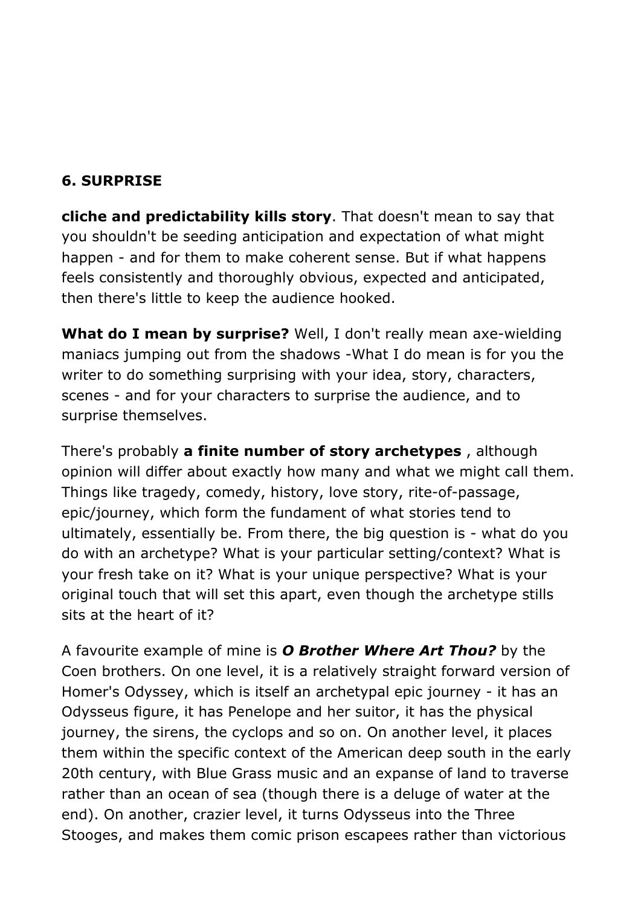**6. SURPRISE**

**cliche and predictability kills story**. That doesn't mean to say that you shouldn't be seeding anticipation and expectation of what might happen - and for them to make coherent sense. But if what happens feels consistently and thoroughly obvious, expected and anticipated, then there's little to keep the audience hooked.

**What do I mean by surprise?** Well, I don't really mean axe-wielding maniacs jumping out from the shadows -What I do mean is for you the writer to do something surprising with your idea, story, characters, scenes - and for your characters to surprise the audience, and to surprise themselves.

There's probably **a finite number of story archetypes** , although opinion will differ about exactly how many and what we might call them. Things like tragedy, comedy, history, love story, rite-of-passage, epic/journey, which form the fundament of what stories tend to ultimately, essentially be. From there, the big question is - what do you do with an archetype? What is your particular setting/context? What is your fresh take on it? What is your unique perspective? What is your original touch that will set this apart, even though the archetype stills sits at the heart of it?

A favourite example of mine is ***O Brother Where Art Thou?*** by the Coen brothers. On one level, it is a relatively straight forward version of Homer's Odyssey, which is itself an archetypal epic journey - it has an Odysseus figure, it has Penelope and her suitor, it has the physical journey, the sirens, the cyclops and so on. On another level, it places them within the specific context of the American deep south in the early 20th century, with Blue Grass music and an expanse of land to traverse rather than an ocean of sea (though there is a deluge of water at the end). On another, crazier level, it turns Odysseus into the Three Stooges, and makes them comic prison escapees rather than victorious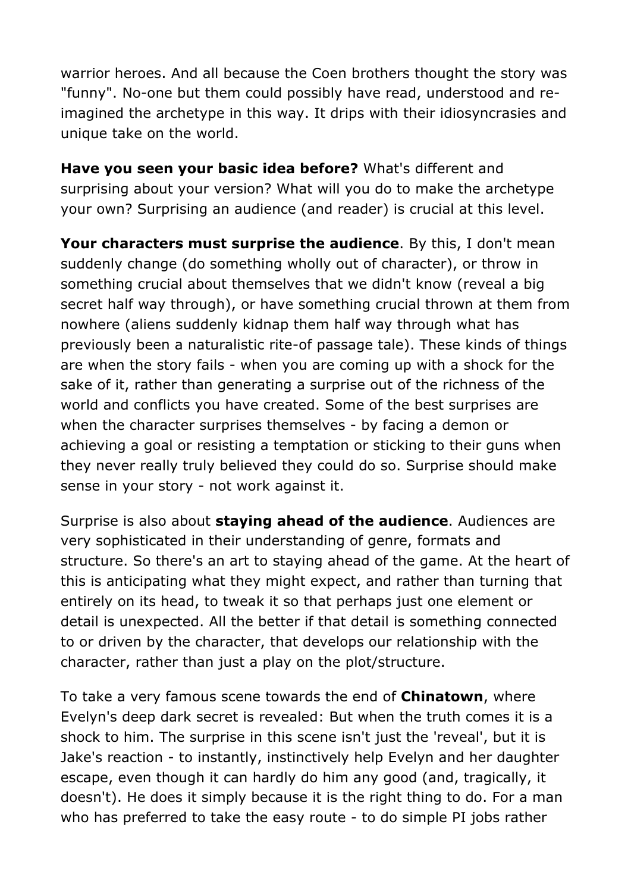warrior heroes. And all because the Coen brothers thought the story was "funny". No-one but them could possibly have read, understood and re-imagined the archetype in this way. It drips with their idiosyncrasies and unique take on the world.

**Have you seen your basic idea before?** What's different and surprising about your version? What will you do to make the archetype your own? Surprising an audience (and reader) is crucial at this level.

**Your characters must surprise the audience**. By this, I don't mean suddenly change (do something wholly out of character), or throw in something crucial about themselves that we didn't know (reveal a big secret half way through), or have something crucial thrown at them from nowhere (aliens suddenly kidnap them half way through what has previously been a naturalistic rite-of passage tale). These kinds of things are when the story fails - when you are coming up with a shock for the sake of it, rather than generating a surprise out of the richness of the world and conflicts you have created. Some of the best surprises are when the character surprises themselves - by facing a demon or achieving a goal or resisting a temptation or sticking to their guns when they never really truly believed they could do so. Surprise should make sense in your story - not work against it.

Surprise is also about **staying ahead of the audience**. Audiences are very sophisticated in their understanding of genre, formats and structure. So there's an art to staying ahead of the game. At the heart of this is anticipating what they might expect, and rather than turning that entirely on its head, to tweak it so that perhaps just one element or detail is unexpected. All the better if that detail is something connected to or driven by the character, that develops our relationship with the character, rather than just a play on the plot/structure.

To take a very famous scene towards the end of **Chinatown**, where Evelyn's deep dark secret is revealed: But when the truth comes it is a shock to him. The surprise in this scene isn't just the 'reveal', but it is Jake's reaction - to instantly, instinctively help Evelyn and her daughter escape, even though it can hardly do him any good (and, tragically, it doesn't). He does it simply because it is the right thing to do. For a man who has preferred to take the easy route - to do simple PI jobs rather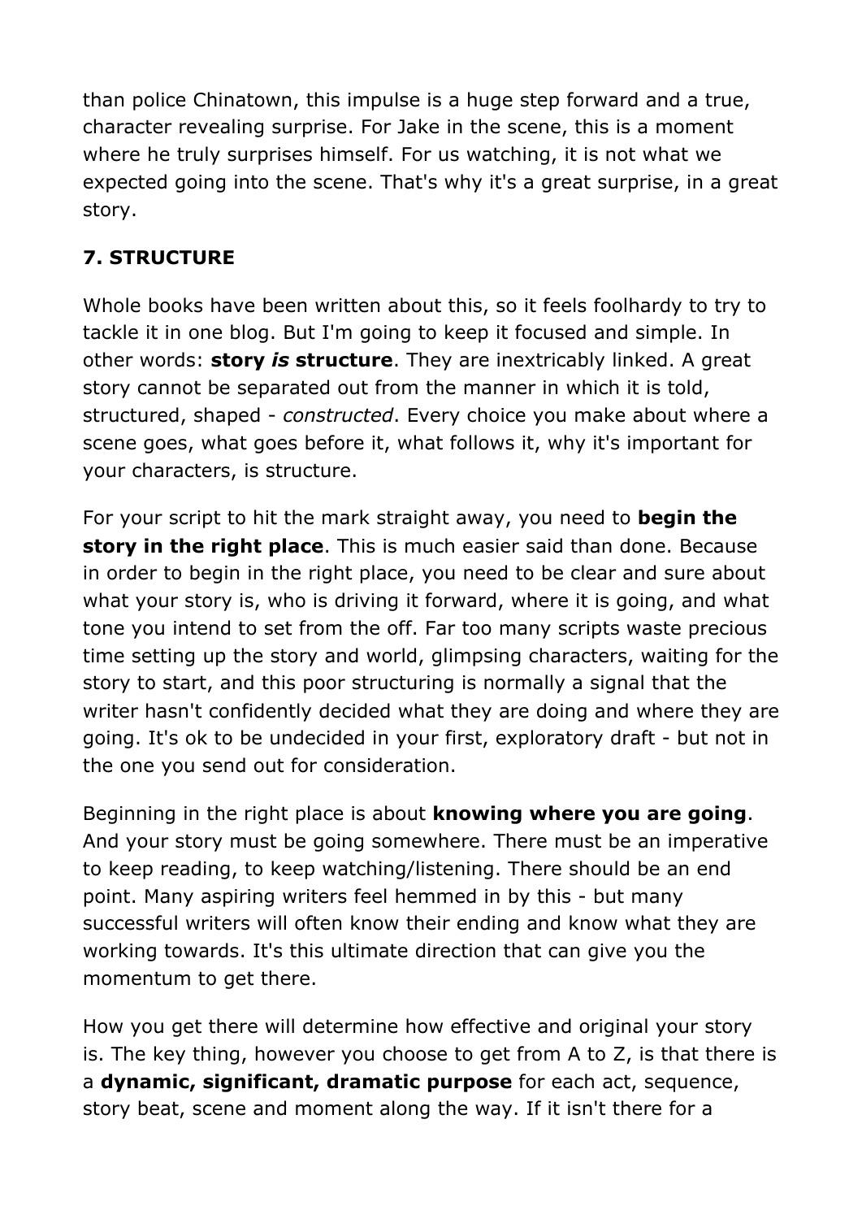than police Chinatown, this impulse is a huge step forward and a true, character revealing surprise. For Jake in the scene, this is a moment where he truly surprises himself. For us watching, it is not what we expected going into the scene. That's why it's a great surprise, in a great story.

## 7. STRUCTURE

Whole books have been written about this, so it feels foolhardy to try to tackle it in one blog. But I'm going to keep it focused and simple. In other words: **story *is* structure**. They are inextricably linked. A great story cannot be separated out from the manner in which it is told, structured, shaped - *constructed*. Every choice you make about where a scene goes, what goes before it, what follows it, why it's important for your characters, is structure.

For your script to hit the mark straight away, you need to **begin the story in the right place**. This is much easier said than done. Because in order to begin in the right place, you need to be clear and sure about what your story is, who is driving it forward, where it is going, and what tone you intend to set from the off. Far too many scripts waste precious time setting up the story and world, glimpsing characters, waiting for the story to start, and this poor structuring is normally a signal that the writer hasn't confidently decided what they are doing and where they are going. It's ok to be undecided in your first, exploratory draft - but not in the one you send out for consideration.

Beginning in the right place is about **knowing where you are going**. And your story must be going somewhere. There must be an imperative to keep reading, to keep watching/listening. There should be an end point. Many aspiring writers feel hemmed in by this - but many successful writers will often know their ending and know what they are working towards. It's this ultimate direction that can give you the momentum to get there.

How you get there will determine how effective and original your story is. The key thing, however you choose to get from A to Z, is that there is a **dynamic, significant, dramatic purpose** for each act, sequence, story beat, scene and moment along the way. If it isn't there for a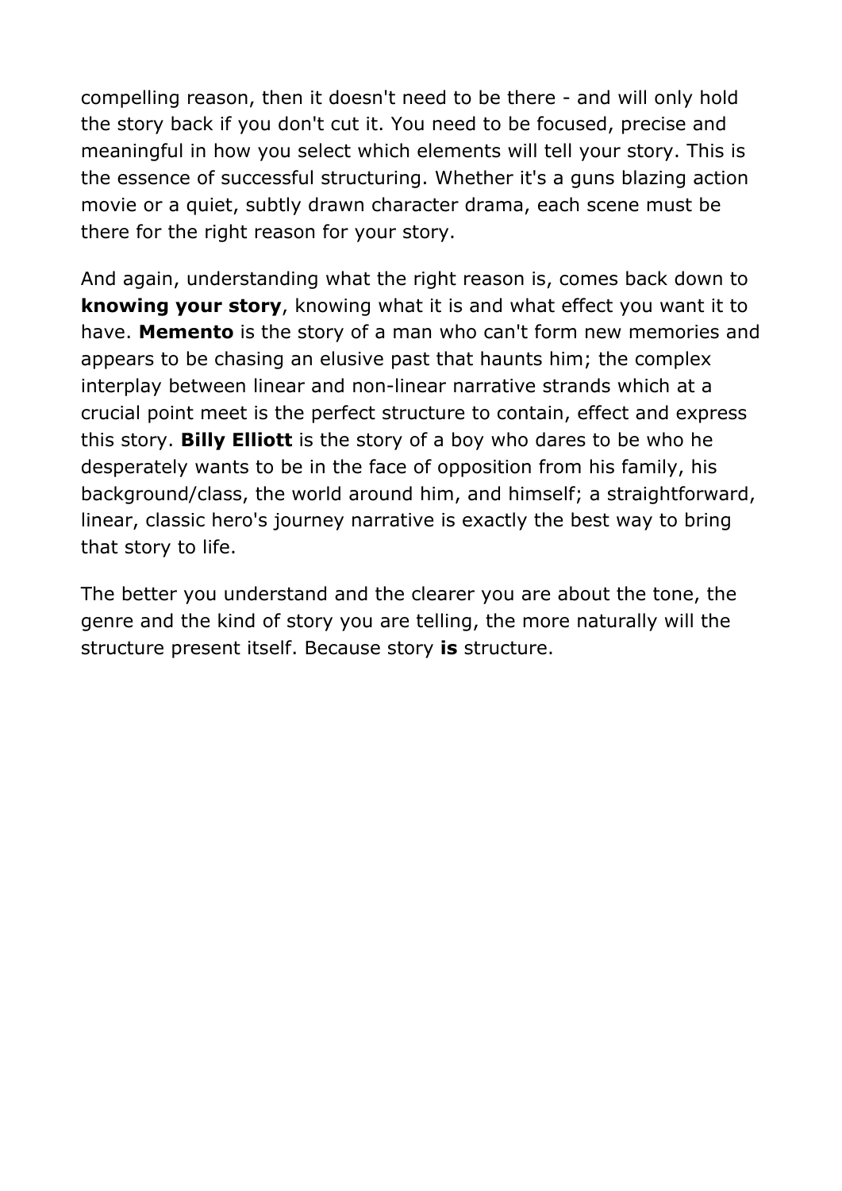compelling reason, then it doesn't need to be there - and will only hold the story back if you don't cut it. You need to be focused, precise and meaningful in how you select which elements will tell your story. This is the essence of successful structuring. Whether it's a guns blazing action movie or a quiet, subtly drawn character drama, each scene must be there for the right reason for your story.

And again, understanding what the right reason is, comes back down to **knowing your story**, knowing what it is and what effect you want it to have. **Memento** is the story of a man who can't form new memories and appears to be chasing an elusive past that haunts him; the complex interplay between linear and non-linear narrative strands which at a crucial point meet is the perfect structure to contain, effect and express this story. **Billy Elliott** is the story of a boy who dares to be who he desperately wants to be in the face of opposition from his family, his background/class, the world around him, and himself; a straightforward, linear, classic hero's journey narrative is exactly the best way to bring that story to life.

The better you understand and the clearer you are about the tone, the genre and the kind of story you are telling, the more naturally will the structure present itself. Because story **is** structure.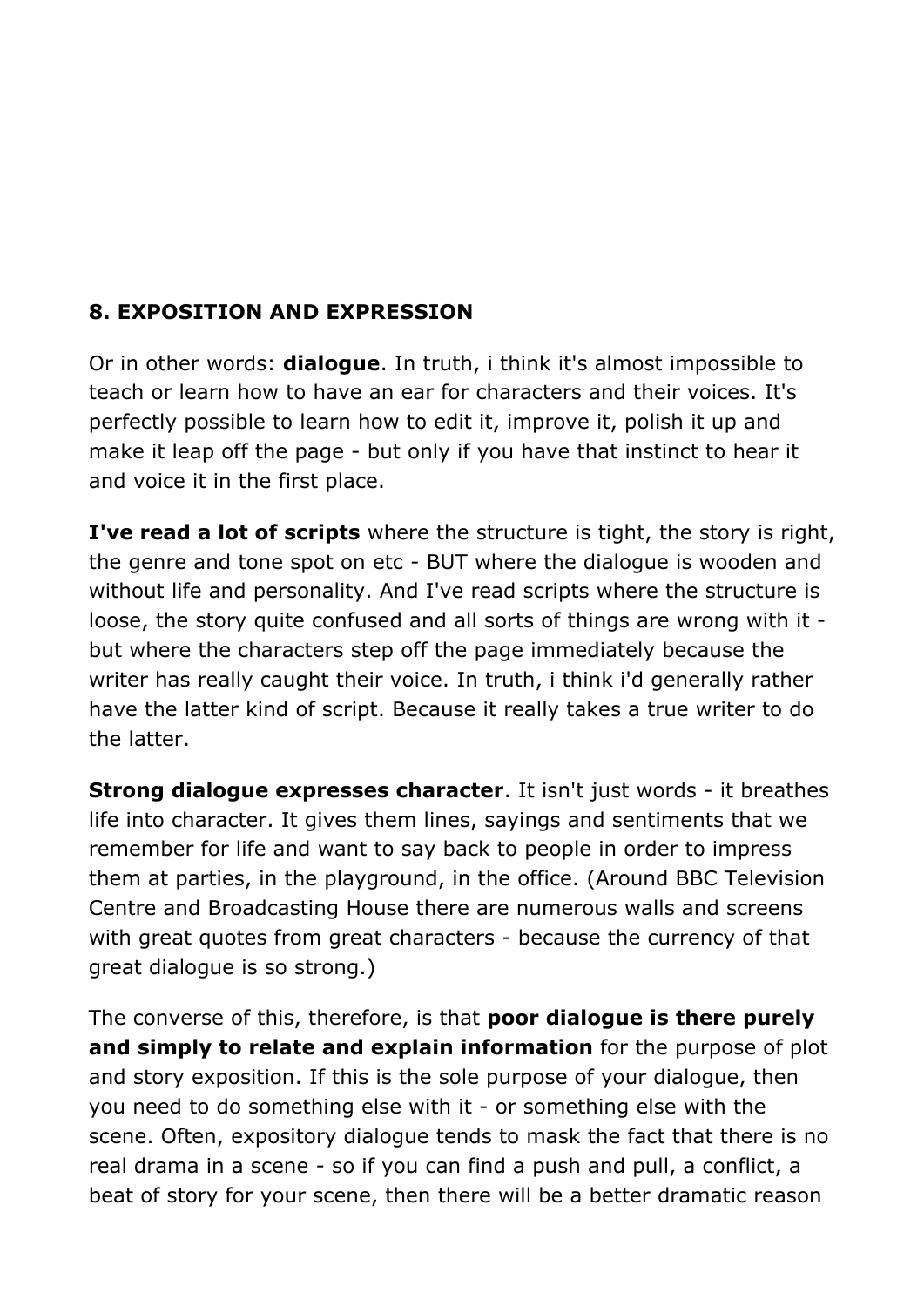## 8. EXPOSITION AND EXPRESSION

Or in other words: **dialogue**. In truth, i think it's almost impossible to teach or learn how to have an ear for characters and their voices. It's perfectly possible to learn how to edit it, improve it, polish it up and make it leap off the page - but only if you have that instinct to hear it and voice it in the first place.

**I've read a lot of scripts** where the structure is tight, the story is right, the genre and tone spot on etc - BUT where the dialogue is wooden and without life and personality. And I've read scripts where the structure is loose, the story quite confused and all sorts of things are wrong with it - but where the characters step off the page immediately because the writer has really caught their voice. In truth, i think i'd generally rather have the latter kind of script. Because it really takes a true writer to do the latter.

**Strong dialogue expresses character**. It isn't just words - it breathes life into character. It gives them lines, sayings and sentiments that we remember for life and want to say back to people in order to impress them at parties, in the playground, in the office. (Around BBC Television Centre and Broadcasting House there are numerous walls and screens with great quotes from great characters - because the currency of that great dialogue is so strong.)

The converse of this, therefore, is that **poor dialogue is there purely and simply to relate and explain information** for the purpose of plot and story exposition. If this is the sole purpose of your dialogue, then you need to do something else with it - or something else with the scene. Often, expository dialogue tends to mask the fact that there is no real drama in a scene - so if you can find a push and pull, a conflict, a beat of story for your scene, then there will be a better dramatic reason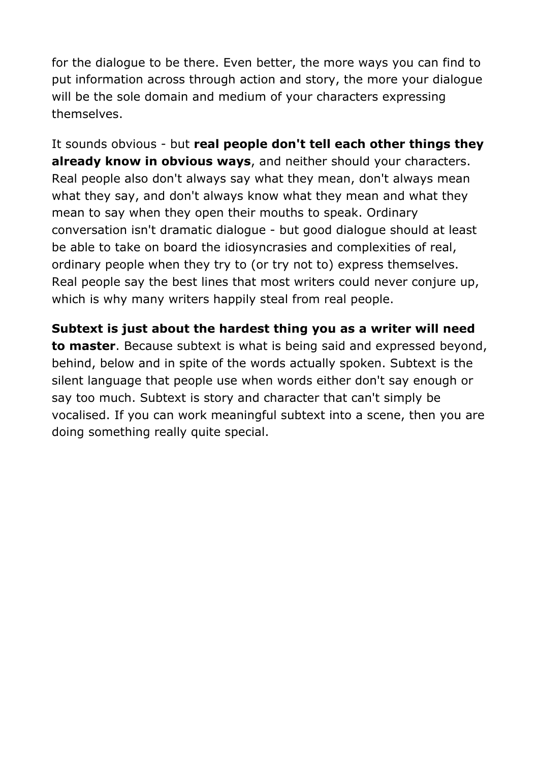for the dialogue to be there. Even better, the more ways you can find to put information across through action and story, the more your dialogue will be the sole domain and medium of your characters expressing themselves.

It sounds obvious - but **real people don't tell each other things they already know in obvious ways**, and neither should your characters. Real people also don't always say what they mean, don't always mean what they say, and don't always know what they mean and what they mean to say when they open their mouths to speak. Ordinary conversation isn't dramatic dialogue - but good dialogue should at least be able to take on board the idiosyncrasies and complexities of real, ordinary people when they try to (or try not to) express themselves. Real people say the best lines that most writers could never conjure up, which is why many writers happily steal from real people.

**Subtext is just about the hardest thing you as a writer will need to master**. Because subtext is what is being said and expressed beyond, behind, below and in spite of the words actually spoken. Subtext is the silent language that people use when words either don't say enough or say too much. Subtext is story and character that can't simply be vocalised. If you can work meaningful subtext into a scene, then you are doing something really quite special.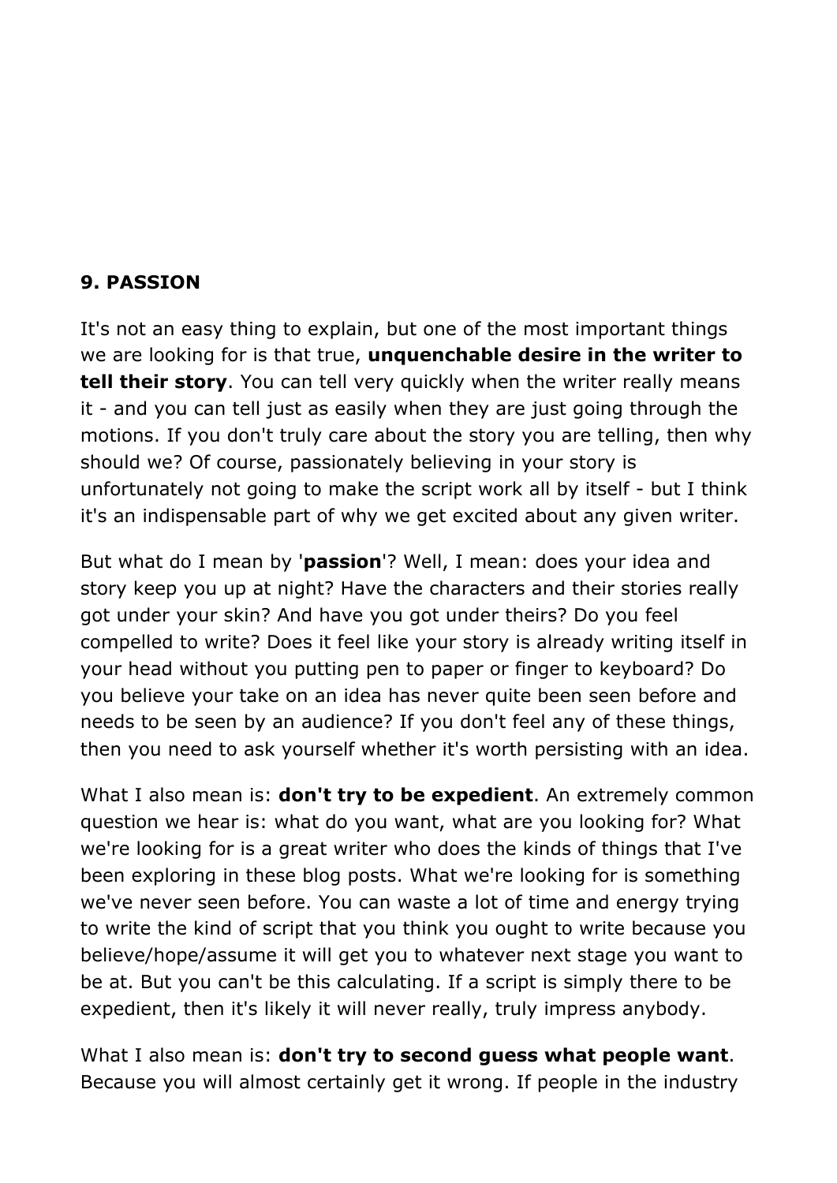**9. PASSION**

It's not an easy thing to explain, but one of the most important things we are looking for is that true, **unquenchable desire in the writer to tell their story**. You can tell very quickly when the writer really means it - and you can tell just as easily when they are just going through the motions. If you don't truly care about the story you are telling, then why should we? Of course, passionately believing in your story is unfortunately not going to make the script work all by itself - but I think it's an indispensable part of why we get excited about any given writer.

But what do I mean by '**passion**'? Well, I mean: does your idea and story keep you up at night? Have the characters and their stories really got under your skin? And have you got under theirs? Do you feel compelled to write? Does it feel like your story is already writing itself in your head without you putting pen to paper or finger to keyboard? Do you believe your take on an idea has never quite been seen before and needs to be seen by an audience? If you don't feel any of these things, then you need to ask yourself whether it's worth persisting with an idea.

What I also mean is: **don't try to be expedient**. An extremely common question we hear is: what do you want, what are you looking for? What we're looking for is a great writer who does the kinds of things that I've been exploring in these blog posts. What we're looking for is something we've never seen before. You can waste a lot of time and energy trying to write the kind of script that you think you ought to write because you believe/hope/assume it will get you to whatever next stage you want to be at. But you can't be this calculating. If a script is simply there to be expedient, then it's likely it will never really, truly impress anybody.

What I also mean is: **don't try to second guess what people want**. Because you will almost certainly get it wrong. If people in the industry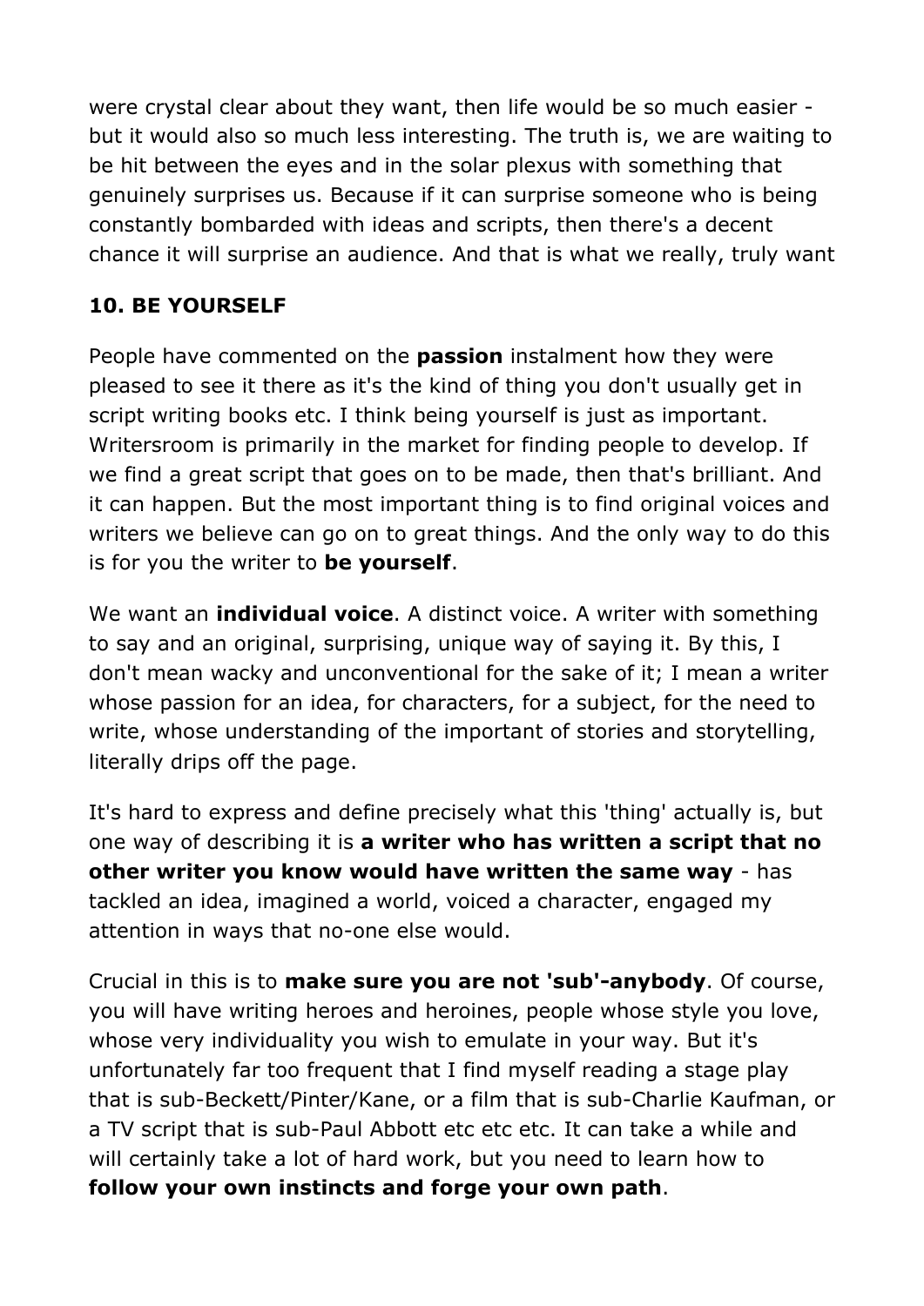were crystal clear about they want, then life would be so much easier - but it would also so much less interesting. The truth is, we are waiting to be hit between the eyes and in the solar plexus with something that genuinely surprises us. Because if it can surprise someone who is being constantly bombarded with ideas and scripts, then there's a decent chance it will surprise an audience. And that is what we really, truly want

## 10. BE YOURSELF

People have commented on the **passion** instalment how they were pleased to see it there as it's the kind of thing you don't usually get in script writing books etc. I think being yourself is just as important. Writersroom is primarily in the market for finding people to develop. If we find a great script that goes on to be made, then that's brilliant. And it can happen. But the most important thing is to find original voices and writers we believe can go on to great things. And the only way to do this is for you the writer to **be yourself**.

We want an **individual voice**. A distinct voice. A writer with something to say and an original, surprising, unique way of saying it. By this, I don't mean wacky and unconventional for the sake of it; I mean a writer whose passion for an idea, for characters, for a subject, for the need to write, whose understanding of the important of stories and storytelling, literally drips off the page.

It's hard to express and define precisely what this 'thing' actually is, but one way of describing it is **a writer who has written a script that no other writer you know would have written the same way** - has tackled an idea, imagined a world, voiced a character, engaged my attention in ways that no-one else would.

Crucial in this is to **make sure you are not 'sub'-anybody**. Of course, you will have writing heroes and heroines, people whose style you love, whose very individuality you wish to emulate in your way. But it's unfortunately far too frequent that I find myself reading a stage play that is sub-Beckett/Pinter/Kane, or a film that is sub-Charlie Kaufman, or a TV script that is sub-Paul Abbott etc etc etc. It can take a while and will certainly take a lot of hard work, but you need to learn how to **follow your own instincts and forge your own path**.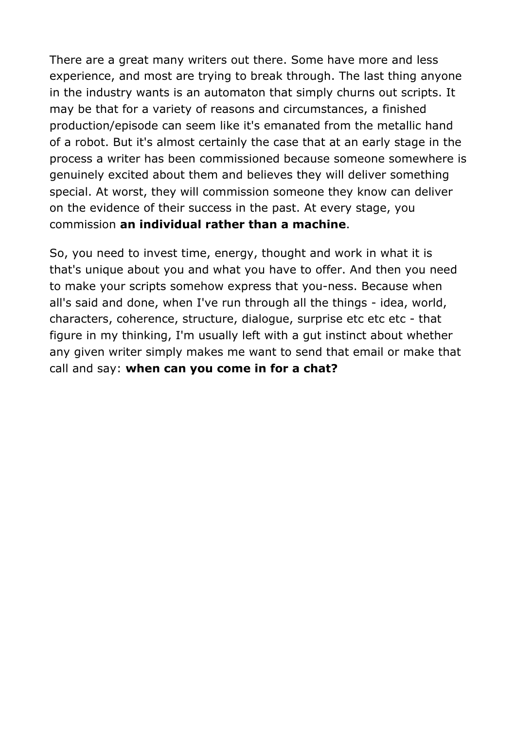There are a great many writers out there. Some have more and less experience, and most are trying to break through. The last thing anyone in the industry wants is an automaton that simply churns out scripts. It may be that for a variety of reasons and circumstances, a finished production/episode can seem like it's emanated from the metallic hand of a robot. But it's almost certainly the case that at an early stage in the process a writer has been commissioned because someone somewhere is genuinely excited about them and believes they will deliver something special. At worst, they will commission someone they know can deliver on the evidence of their success in the past. At every stage, you commission **an individual rather than a machine**.

So, you need to invest time, energy, thought and work in what it is that's unique about you and what you have to offer. And then you need to make your scripts somehow express that you-ness. Because when all's said and done, when I've run through all the things - idea, world, characters, coherence, structure, dialogue, surprise etc etc etc - that figure in my thinking, I'm usually left with a gut instinct about whether any given writer simply makes me want to send that email or make that call and say: **when can you come in for a chat?**